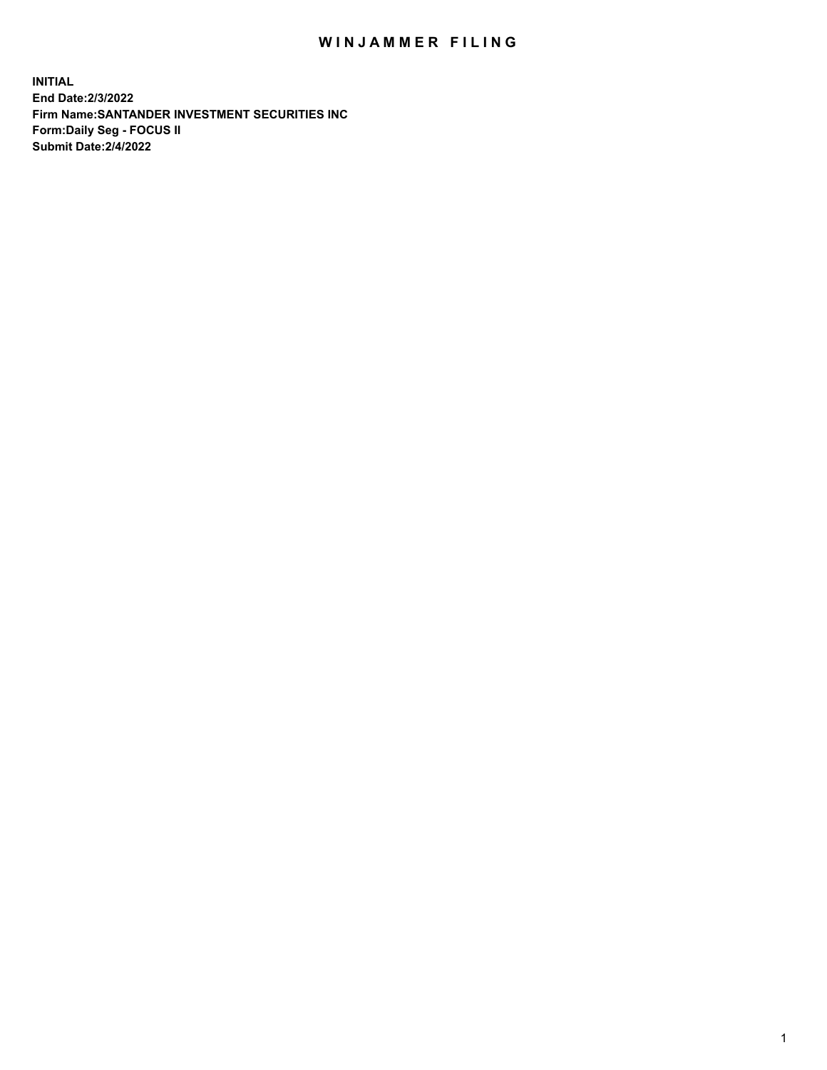# WINJAMMER FILING

**INITIAL**
**End Date:2/3/2022**
**Firm Name:SANTANDER INVESTMENT SECURITIES INC**
**Form:Daily Seg - FOCUS II**
**Submit Date:2/4/2022**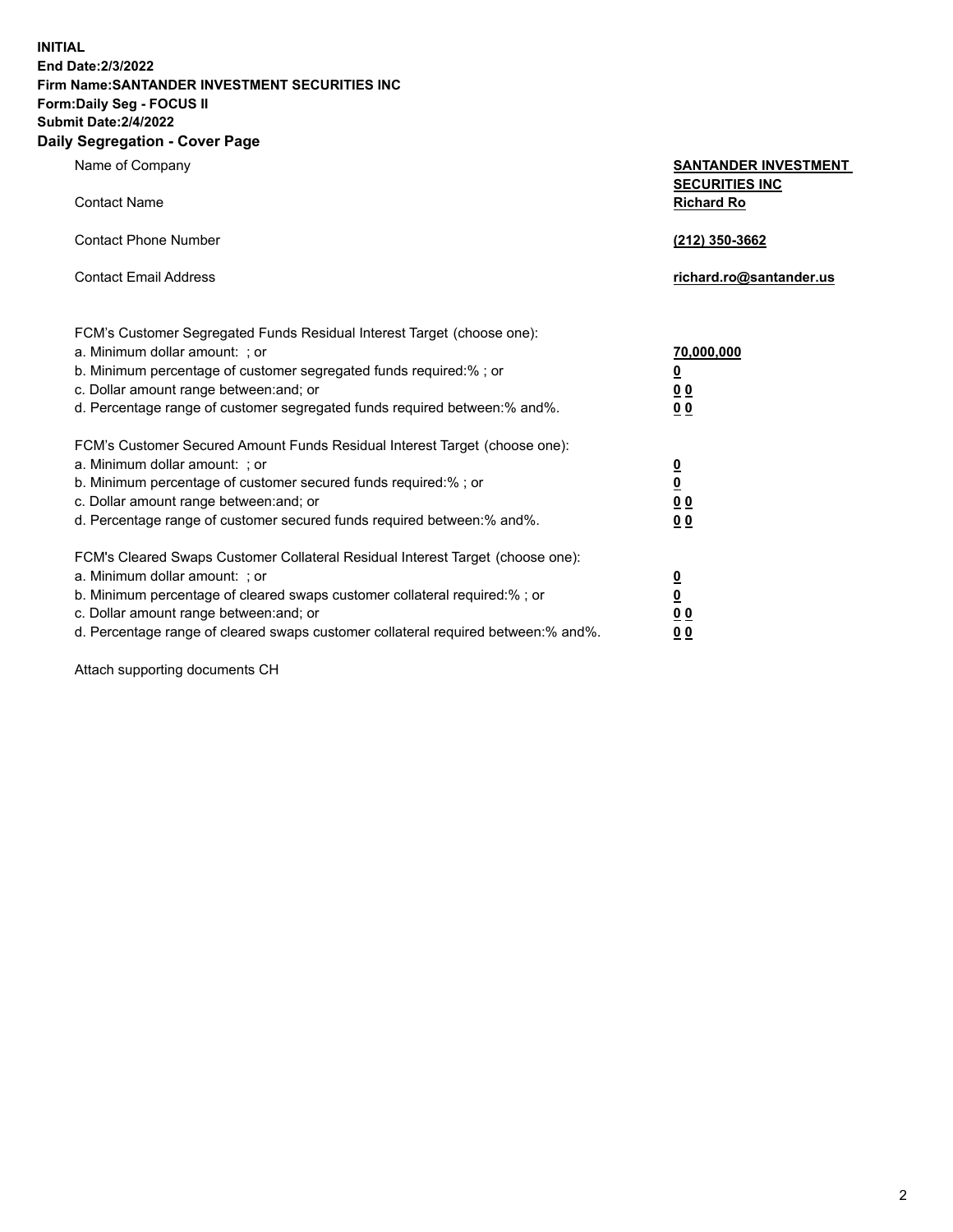**INITIAL**
**End Date:2/3/2022**
**Firm Name:SANTANDER INVESTMENT SECURITIES INC**
**Form:Daily Seg - FOCUS II**
**Submit Date:2/4/2022**

## Daily Segregation - Cover Page

| | |
|---|---|
| Name of Company | **SANTANDER INVESTMENT SECURITIES INC** |
| Contact Name | **Richard Ro** |
| Contact Phone Number | **(212) 350-3662** |
| Contact Email Address | **richard.ro@santander.us** |

FCM's Customer Segregated Funds Residual Interest Target (choose one):

| | |
|---|---|
| a. Minimum dollar amount: ; or | **70,000,000** |
| b. Minimum percentage of customer segregated funds required:% ; or | **0** |
| c. Dollar amount range between:and; or | **0 0** |
| d. Percentage range of customer segregated funds required between:% and%. | **0 0** |

FCM's Customer Secured Amount Funds Residual Interest Target (choose one):

| | |
|---|---|
| a. Minimum dollar amount: ; or | **0** |
| b. Minimum percentage of customer secured funds required:% ; or | **0** |
| c. Dollar amount range between:and; or | **0 0** |
| d. Percentage range of customer secured funds required between:% and%. | **0 0** |

FCM's Cleared Swaps Customer Collateral Residual Interest Target (choose one):

| | |
|---|---|
| a. Minimum dollar amount: ; or | **0** |
| b. Minimum percentage of cleared swaps customer collateral required:% ; or | **0** |
| c. Dollar amount range between:and; or | **0 0** |
| d. Percentage range of cleared swaps customer collateral required between:% and%. | **0 0** |

Attach supporting documents CH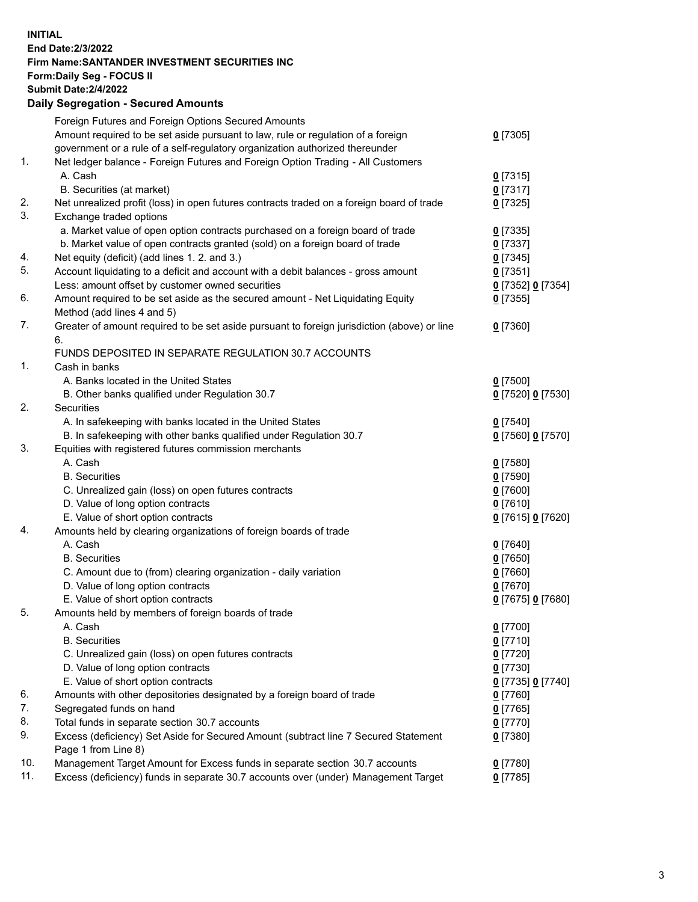**INITIAL**
**End Date:2/3/2022**
**Firm Name:SANTANDER INVESTMENT SECURITIES INC**
**Form:Daily Seg - FOCUS II**
**Submit Date:2/4/2022**

## Daily Segregation - Secured Amounts

| | | |
|---|---|---|
| | Foreign Futures and Foreign Options Secured Amounts | |
| | Amount required to be set aside pursuant to law, rule or regulation of a foreign government or a rule of a self-regulatory organization authorized thereunder | 0 [7305] |
| 1. | Net ledger balance - Foreign Futures and Foreign Option Trading - All Customers | |
| | A. Cash | 0 [7315] |
| | B. Securities (at market) | 0 [7317] |
| 2. | Net unrealized profit (loss) in open futures contracts traded on a foreign board of trade | 0 [7325] |
| 3. | Exchange traded options | |
| | a. Market value of open option contracts purchased on a foreign board of trade | 0 [7335] |
| | b. Market value of open contracts granted (sold) on a foreign board of trade | 0 [7337] |
| 4. | Net equity (deficit) (add lines 1. 2. and 3.) | 0 [7345] |
| 5. | Account liquidating to a deficit and account with a debit balances - gross amount | 0 [7351] |
| | Less: amount offset by customer owned securities | 0 [7352] 0 [7354] |
| 6. | Amount required to be set aside as the secured amount - Net Liquidating Equity Method (add lines 4 and 5) | 0 [7355] |
| 7. | Greater of amount required to be set aside pursuant to foreign jurisdiction (above) or line 6. | 0 [7360] |
| | FUNDS DEPOSITED IN SEPARATE REGULATION 30.7 ACCOUNTS | |
| 1. | Cash in banks | |
| | A. Banks located in the United States | 0 [7500] |
| | B. Other banks qualified under Regulation 30.7 | 0 [7520] 0 [7530] |
| 2. | Securities | |
| | A. In safekeeping with banks located in the United States | 0 [7540] |
| | B. In safekeeping with other banks qualified under Regulation 30.7 | 0 [7560] 0 [7570] |
| 3. | Equities with registered futures commission merchants | |
| | A. Cash | 0 [7580] |
| | B. Securities | 0 [7590] |
| | C. Unrealized gain (loss) on open futures contracts | 0 [7600] |
| | D. Value of long option contracts | 0 [7610] |
| | E. Value of short option contracts | 0 [7615] 0 [7620] |
| 4. | Amounts held by clearing organizations of foreign boards of trade | |
| | A. Cash | 0 [7640] |
| | B. Securities | 0 [7650] |
| | C. Amount due to (from) clearing organization - daily variation | 0 [7660] |
| | D. Value of long option contracts | 0 [7670] |
| | E. Value of short option contracts | 0 [7675] 0 [7680] |
| 5. | Amounts held by members of foreign boards of trade | |
| | A. Cash | 0 [7700] |
| | B. Securities | 0 [7710] |
| | C. Unrealized gain (loss) on open futures contracts | 0 [7720] |
| | D. Value of long option contracts | 0 [7730] |
| | E. Value of short option contracts | 0 [7735] 0 [7740] |
| 6. | Amounts with other depositories designated by a foreign board of trade | 0 [7760] |
| 7. | Segregated funds on hand | 0 [7765] |
| 8. | Total funds in separate section 30.7 accounts | 0 [7770] |
| 9. | Excess (deficiency) Set Aside for Secured Amount (subtract line 7 Secured Statement Page 1 from Line 8) | 0 [7380] |
| 10. | Management Target Amount for Excess funds in separate section 30.7 accounts | 0 [7780] |
| 11. | Excess (deficiency) funds in separate 30.7 accounts over (under) Management Target | 0 [7785] |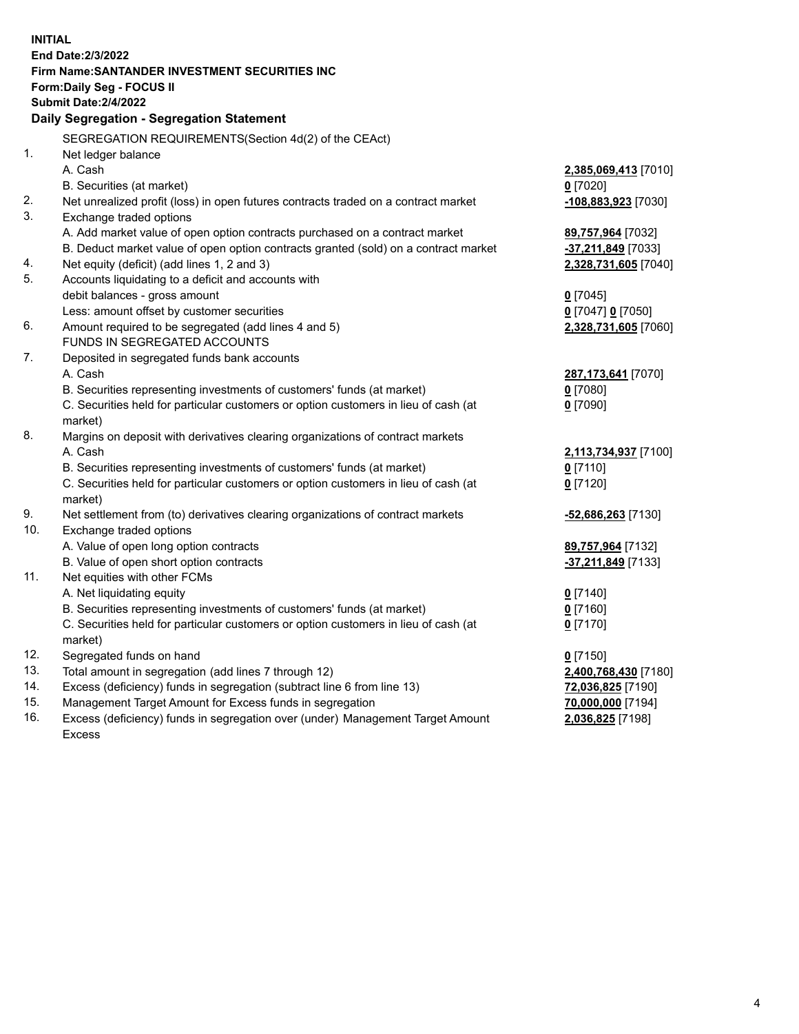**INITIAL**
**End Date:2/3/2022**
**Firm Name:SANTANDER INVESTMENT SECURITIES INC**
**Form:Daily Seg - FOCUS II**
**Submit Date:2/4/2022**

## Daily Segregation - Segregation Statement

SEGREGATION REQUIREMENTS(Section 4d(2) of the CEAct)

| | | |
|---|---|---|
| 1. | Net ledger balance | |
| | A. Cash | **2,385,069,413** [7010] |
| | B. Securities (at market) | **0** [7020] |
| 2. | Net unrealized profit (loss) in open futures contracts traded on a contract market | **-108,883,923** [7030] |
| 3. | Exchange traded options | |
| | A. Add market value of open option contracts purchased on a contract market | **89,757,964** [7032] |
| | B. Deduct market value of open option contracts granted (sold) on a contract market | **-37,211,849** [7033] |
| 4. | Net equity (deficit) (add lines 1, 2 and 3) | **2,328,731,605** [7040] |
| 5. | Accounts liquidating to a deficit and accounts with debit balances - gross amount | **0** [7045] |
| | Less: amount offset by customer securities | **0** [7047] **0** [7050] |
| 6. | Amount required to be segregated (add lines 4 and 5) | **2,328,731,605** [7060] |
| | FUNDS IN SEGREGATED ACCOUNTS | |
| 7. | Deposited in segregated funds bank accounts | |
| | A. Cash | **287,173,641** [7070] |
| | B. Securities representing investments of customers' funds (at market) | **0** [7080] |
| | C. Securities held for particular customers or option customers in lieu of cash (at market) | **0** [7090] |
| 8. | Margins on deposit with derivatives clearing organizations of contract markets | |
| | A. Cash | **2,113,734,937** [7100] |
| | B. Securities representing investments of customers' funds (at market) | **0** [7110] |
| | C. Securities held for particular customers or option customers in lieu of cash (at market) | **0** [7120] |
| 9. | Net settlement from (to) derivatives clearing organizations of contract markets | **-52,686,263** [7130] |
| 10. | Exchange traded options | |
| | A. Value of open long option contracts | **89,757,964** [7132] |
| | B. Value of open short option contracts | **-37,211,849** [7133] |
| 11. | Net equities with other FCMs | |
| | A. Net liquidating equity | **0** [7140] |
| | B. Securities representing investments of customers' funds (at market) | **0** [7160] |
| | C. Securities held for particular customers or option customers in lieu of cash (at market) | **0** [7170] |
| 12. | Segregated funds on hand | **0** [7150] |
| 13. | Total amount in segregation (add lines 7 through 12) | **2,400,768,430** [7180] |
| 14. | Excess (deficiency) funds in segregation (subtract line 6 from line 13) | **72,036,825** [7190] |
| 15. | Management Target Amount for Excess funds in segregation | **70,000,000** [7194] |
| 16. | Excess (deficiency) funds in segregation over (under) Management Target Amount Excess | **2,036,825** [7198] |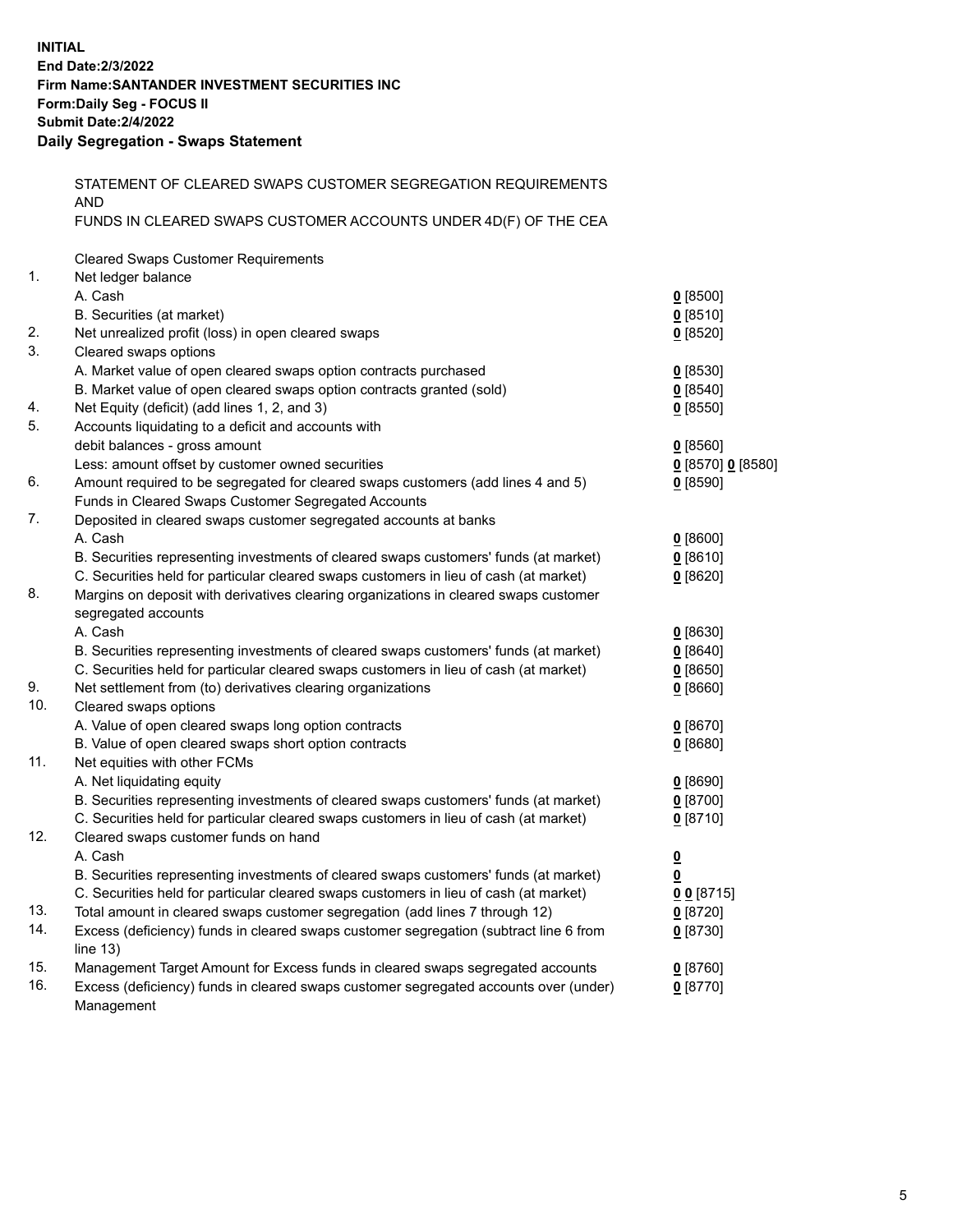**INITIAL**
**End Date:2/3/2022**
**Firm Name:SANTANDER INVESTMENT SECURITIES INC**
**Form:Daily Seg - FOCUS II**
**Submit Date:2/4/2022**
**Daily Segregation - Swaps Statement**

STATEMENT OF CLEARED SWAPS CUSTOMER SEGREGATION REQUIREMENTS AND FUNDS IN CLEARED SWAPS CUSTOMER ACCOUNTS UNDER 4D(F) OF THE CEA

| | | |
|---|---|---|
| | Cleared Swaps Customer Requirements | |
| 1. | Net ledger balance | |
| | A. Cash | 0 [8500] |
| | B. Securities (at market) | 0 [8510] |
| 2. | Net unrealized profit (loss) in open cleared swaps | 0 [8520] |
| 3. | Cleared swaps options | |
| | A. Market value of open cleared swaps option contracts purchased | 0 [8530] |
| | B. Market value of open cleared swaps option contracts granted (sold) | 0 [8540] |
| 4. | Net Equity (deficit) (add lines 1, 2, and 3) | 0 [8550] |
| 5. | Accounts liquidating to a deficit and accounts with | |
| | debit balances - gross amount | 0 [8560] |
| | Less: amount offset by customer owned securities | 0 [8570] 0 [8580] |
| 6. | Amount required to be segregated for cleared swaps customers (add lines 4 and 5) | 0 [8590] |
| | Funds in Cleared Swaps Customer Segregated Accounts | |
| 7. | Deposited in cleared swaps customer segregated accounts at banks | |
| | A. Cash | 0 [8600] |
| | B. Securities representing investments of cleared swaps customers' funds (at market) | 0 [8610] |
| | C. Securities held for particular cleared swaps customers in lieu of cash (at market) | 0 [8620] |
| 8. | Margins on deposit with derivatives clearing organizations in cleared swaps customer segregated accounts | |
| | A. Cash | 0 [8630] |
| | B. Securities representing investments of cleared swaps customers' funds (at market) | 0 [8640] |
| | C. Securities held for particular cleared swaps customers in lieu of cash (at market) | 0 [8650] |
| 9. | Net settlement from (to) derivatives clearing organizations | 0 [8660] |
| 10. | Cleared swaps options | |
| | A. Value of open cleared swaps long option contracts | 0 [8670] |
| | B. Value of open cleared swaps short option contracts | 0 [8680] |
| 11. | Net equities with other FCMs | |
| | A. Net liquidating equity | 0 [8690] |
| | B. Securities representing investments of cleared swaps customers' funds (at market) | 0 [8700] |
| | C. Securities held for particular cleared swaps customers in lieu of cash (at market) | 0 [8710] |
| 12. | Cleared swaps customer funds on hand | |
| | A. Cash | 0 |
| | B. Securities representing investments of cleared swaps customers' funds (at market) | 0 |
| | C. Securities held for particular cleared swaps customers in lieu of cash (at market) | 0 0 [8715] |
| 13. | Total amount in cleared swaps customer segregation (add lines 7 through 12) | 0 [8720] |
| 14. | Excess (deficiency) funds in cleared swaps customer segregation (subtract line 6 from line 13) | 0 [8730] |
| 15. | Management Target Amount for Excess funds in cleared swaps segregated accounts | 0 [8760] |
| 16. | Excess (deficiency) funds in cleared swaps customer segregated accounts over (under) Management | 0 [8770] |